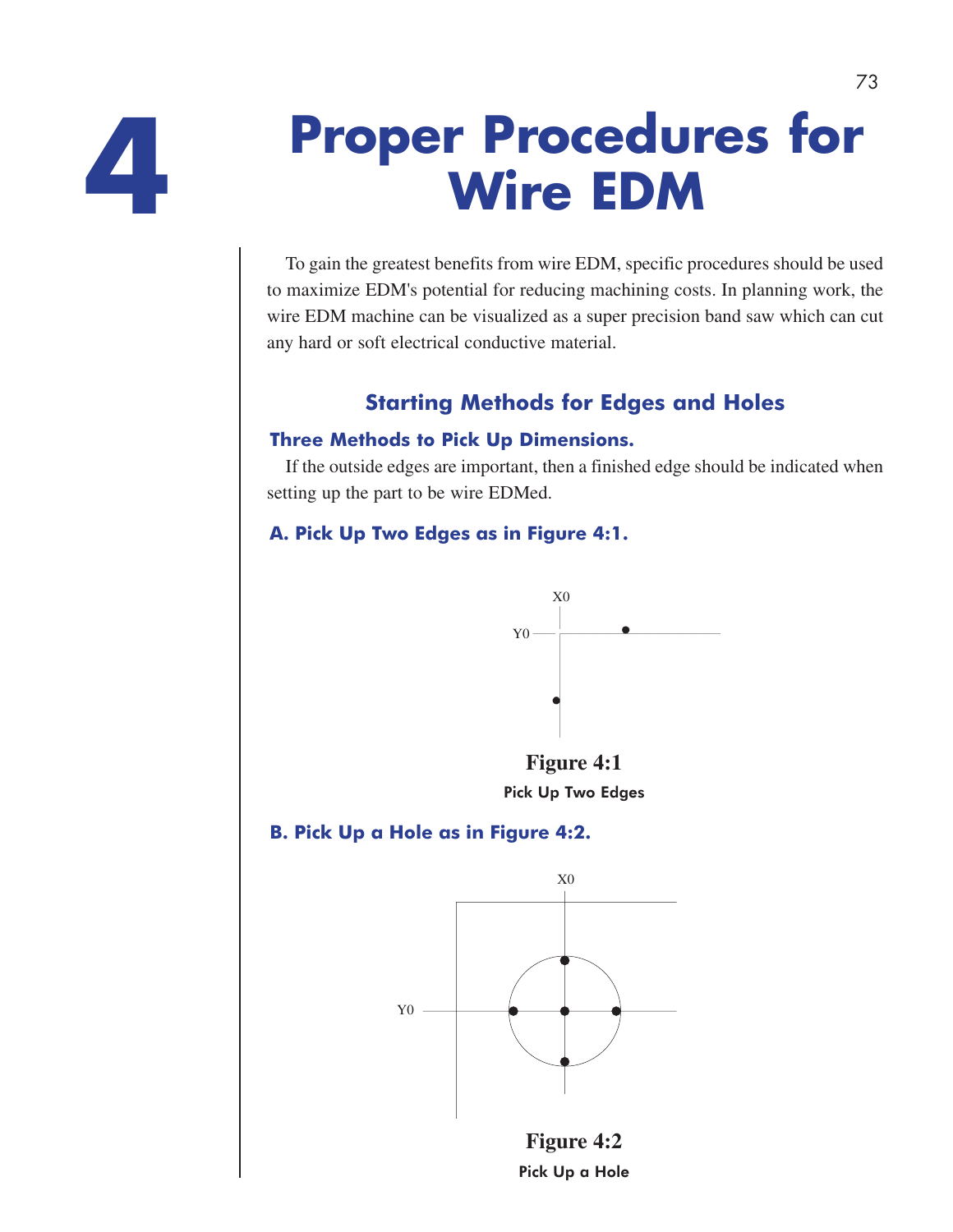# 4 Proper Procedures for Wire EDM

To gain the greatest benefits from wire EDM, specific procedures should be used to maximize EDM's potential for reducing machining costs. In planning work, the wire EDM machine can be visualized as a super precision band saw which can cut any hard or soft electrical conductive material.

## Starting Methods for Edges and Holes

### Three Methods to Pick Up Dimensions.

If the outside edges are important, then a finished edge should be indicated when setting up the part to be wire EDMed.

### A. Pick Up Two Edges as in Figure 4:1.

**Figure 4:1**

Pick Up Two Edges

### B. Pick Up a Hole as in Figure 4:2.

**Figure 4:2**

Pick Up a Hole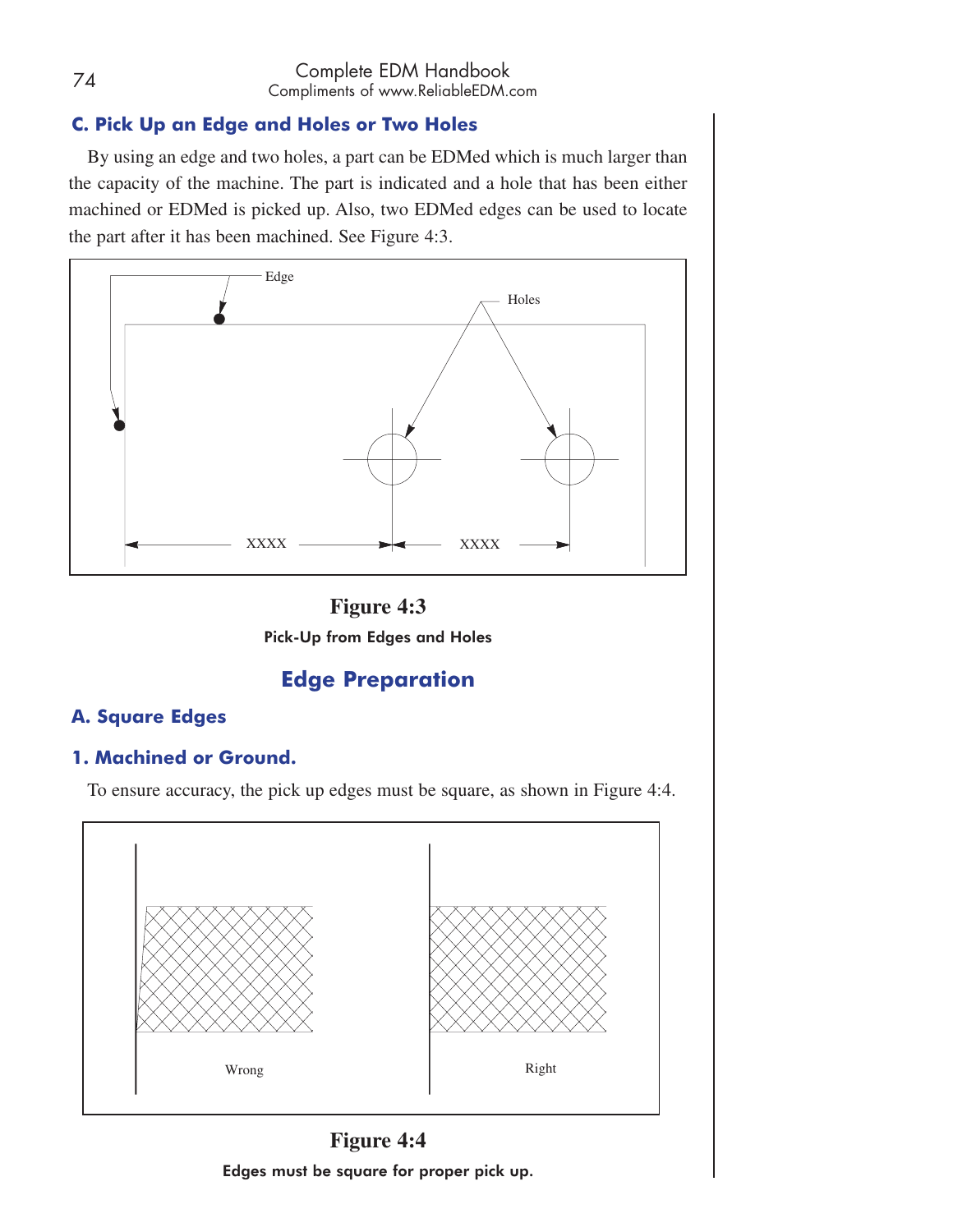### C. Pick Up an Edge and Holes or Two Holes

By using an edge and two holes, a part can be EDMed which is much larger than the capacity of the machine. The part is indicated and a hole that has been either machined or EDMed is picked up. Also, two EDMed edges can be used to locate the part after it has been machined. See Figure 4:3.

**Figure 4:3**

**Pick-Up from Edges and Holes**

## Edge Preparation

### A. Square Edges

#### 1. Machined or Ground.

To ensure accuracy, the pick up edges must be square, as shown in Figure 4:4.

**Figure 4:4**

**Edges must be square for proper pick up.**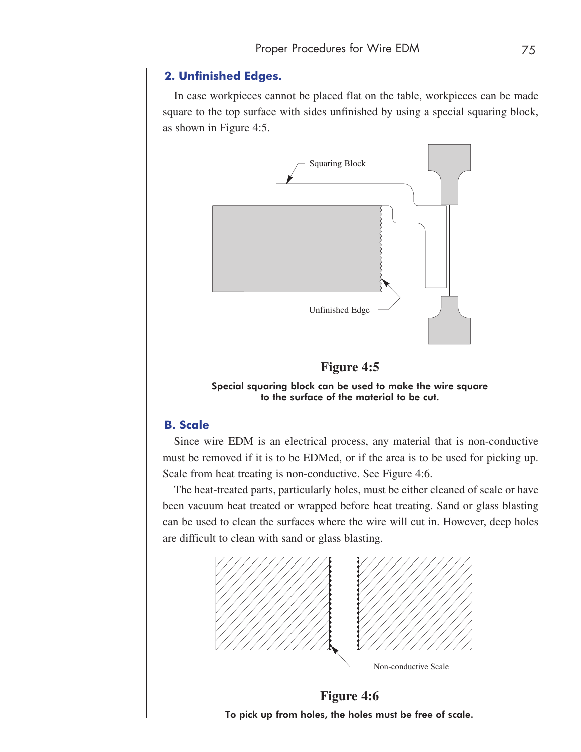## 2. Unfinished Edges.

In case workpieces cannot be placed flat on the table, workpieces can be made square to the top surface with sides unfinished by using a special squaring block, as shown in Figure 4:5.

Squaring Block

Unfinished Edge

**Figure 4:5**

**Special squaring block can be used to make the wire square to the surface of the material to be cut.**

## B. Scale

Since wire EDM is an electrical process, any material that is non-conductive must be removed if it is to be EDMed, or if the area is to be used for picking up. Scale from heat treating is non-conductive. See Figure 4:6.

The heat-treated parts, particularly holes, must be either cleaned of scale or have been vacuum heat treated or wrapped before heat treating. Sand or glass blasting can be used to clean the surfaces where the wire will cut in. However, deep holes are difficult to clean with sand or glass blasting.

Non-conductive Scale

**Figure 4:6**

**To pick up from holes, the holes must be free of scale.**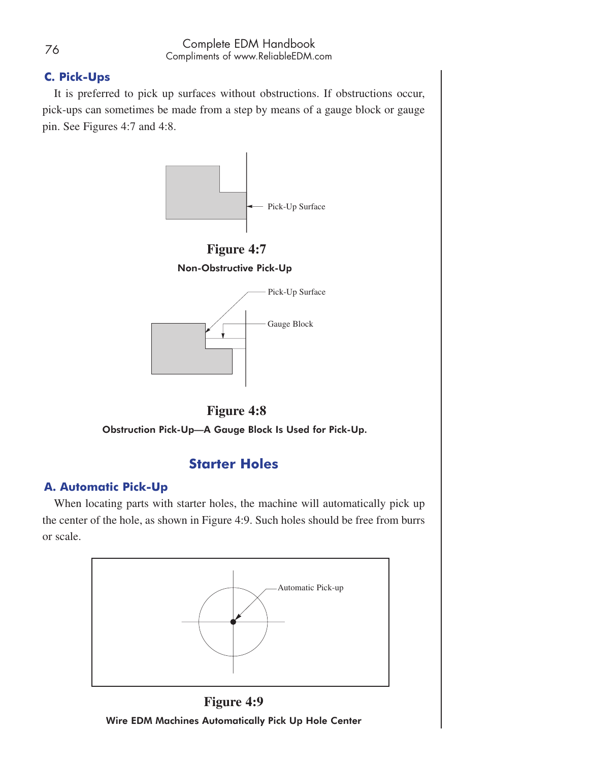### C. Pick-Ups

It is preferred to pick up surfaces without obstructions. If obstructions occur, pick-ups can sometimes be made from a step by means of a gauge block or gauge pin. See Figures 4:7 and 4:8.

Pick-Up Surface

**Figure 4:7**

**Non-Obstructive Pick-Up**

Pick-Up Surface

Gauge Block

**Figure 4:8**

**Obstruction Pick-Up—A Gauge Block Is Used for Pick-Up.**

## Starter Holes

### A. Automatic Pick-Up

When locating parts with starter holes, the machine will automatically pick up the center of the hole, as shown in Figure 4:9. Such holes should be free from burrs or scale.

Automatic Pick-up

**Figure 4:9**

**Wire EDM Machines Automatically Pick Up Hole Center**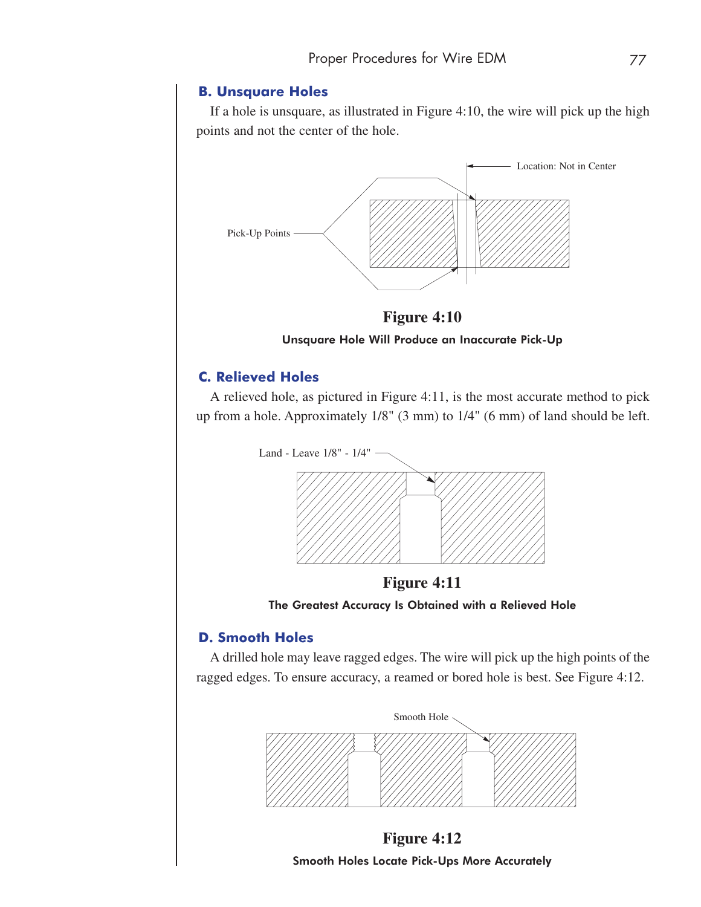## B. Unsquare Holes

If a hole is unsquare, as illustrated in Figure 4:10, the wire will pick up the high points and not the center of the hole.

Location: Not in Center

Pick-Up Points

**Figure 4:10**

**Unsquare Hole Will Produce an Inaccurate Pick-Up**

## C. Relieved Holes

A relieved hole, as pictured in Figure 4:11, is the most accurate method to pick up from a hole. Approximately 1/8" (3 mm) to 1/4" (6 mm) of land should be left.

Land - Leave 1/8" - 1/4"

**Figure 4:11**

**The Greatest Accuracy Is Obtained with a Relieved Hole**

## D. Smooth Holes

A drilled hole may leave ragged edges. The wire will pick up the high points of the ragged edges. To ensure accuracy, a reamed or bored hole is best. See Figure 4:12.

Smooth Hole

**Figure 4:12**

**Smooth Holes Locate Pick-Ups More Accurately**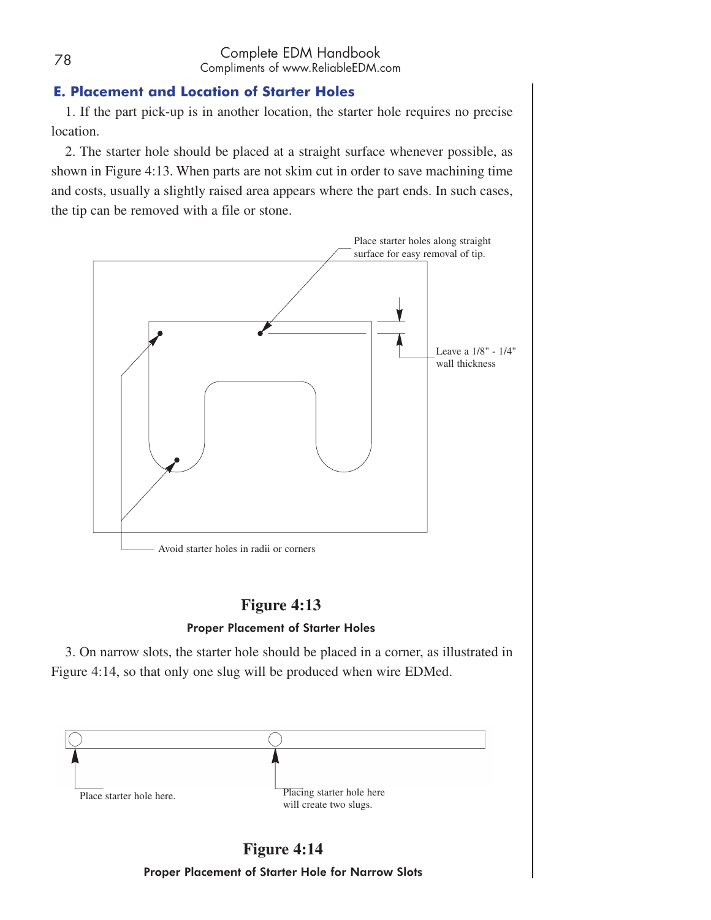## E. Placement and Location of Starter Holes

1. If the part pick-up is in another location, the starter hole requires no precise location.

2. The starter hole should be placed at a straight surface whenever possible, as shown in Figure 4:13. When parts are not skim cut in order to save machining time and costs, usually a slightly raised area appears where the part ends. In such cases, the tip can be removed with a file or stone.

Place starter holes along straight surface for easy removal of tip.

Leave a 1/8" - 1/4" wall thickness

Avoid starter holes in radii or corners

**Figure 4:13**

**Proper Placement of Starter Holes**

3. On narrow slots, the starter hole should be placed in a corner, as illustrated in Figure 4:14, so that only one slug will be produced when wire EDMed.

Place starter hole here.

Placing starter hole here will create two slugs.

**Figure 4:14**

**Proper Placement of Starter Hole for Narrow Slots**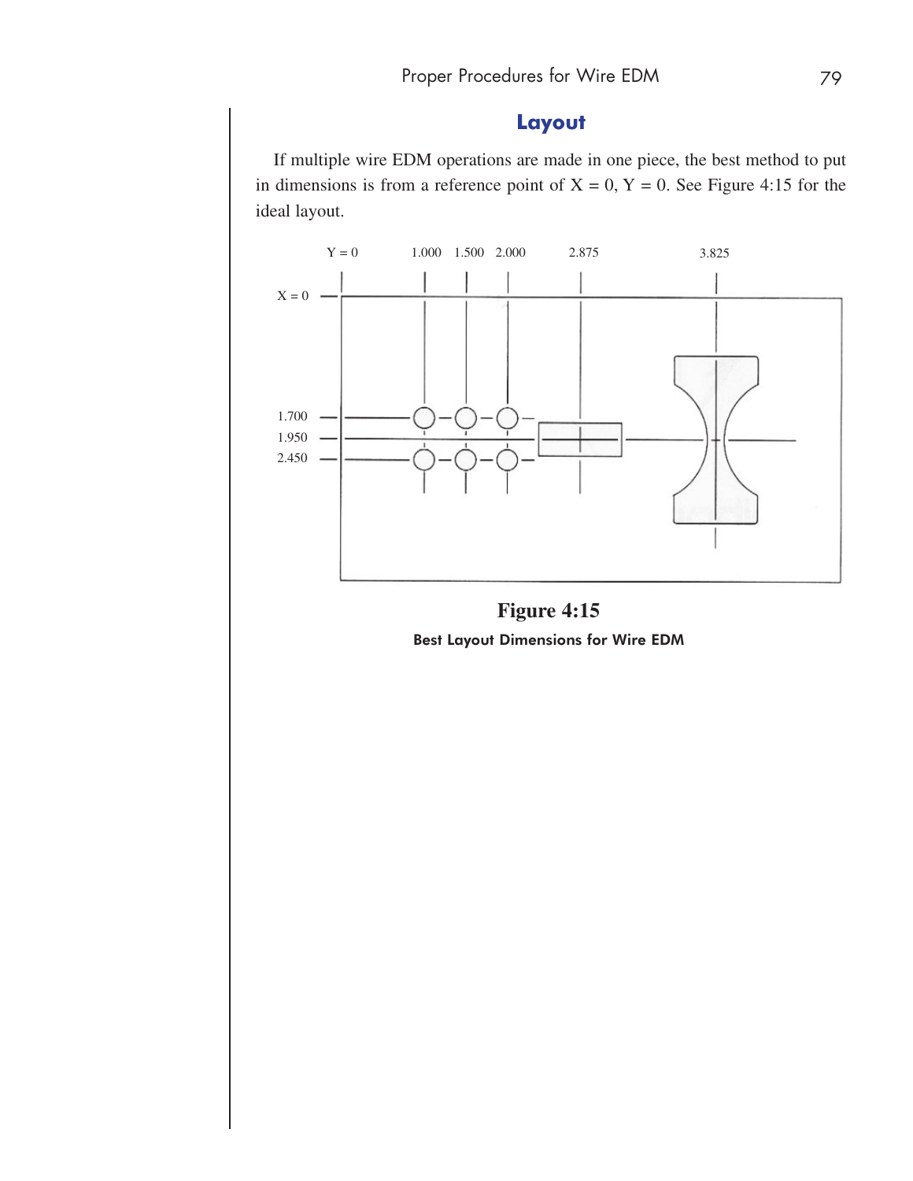## Layout

If multiple wire EDM operations are made in one piece, the best method to put in dimensions is from a reference point of X = 0, Y = 0. See Figure 4:15 for the ideal layout.

Y = 0
1.000
1.500
2.000
2.875
3.825
X = 0
1.700
1.950
2.450

**Figure 4:15**

**Best Layout Dimensions for Wire EDM**